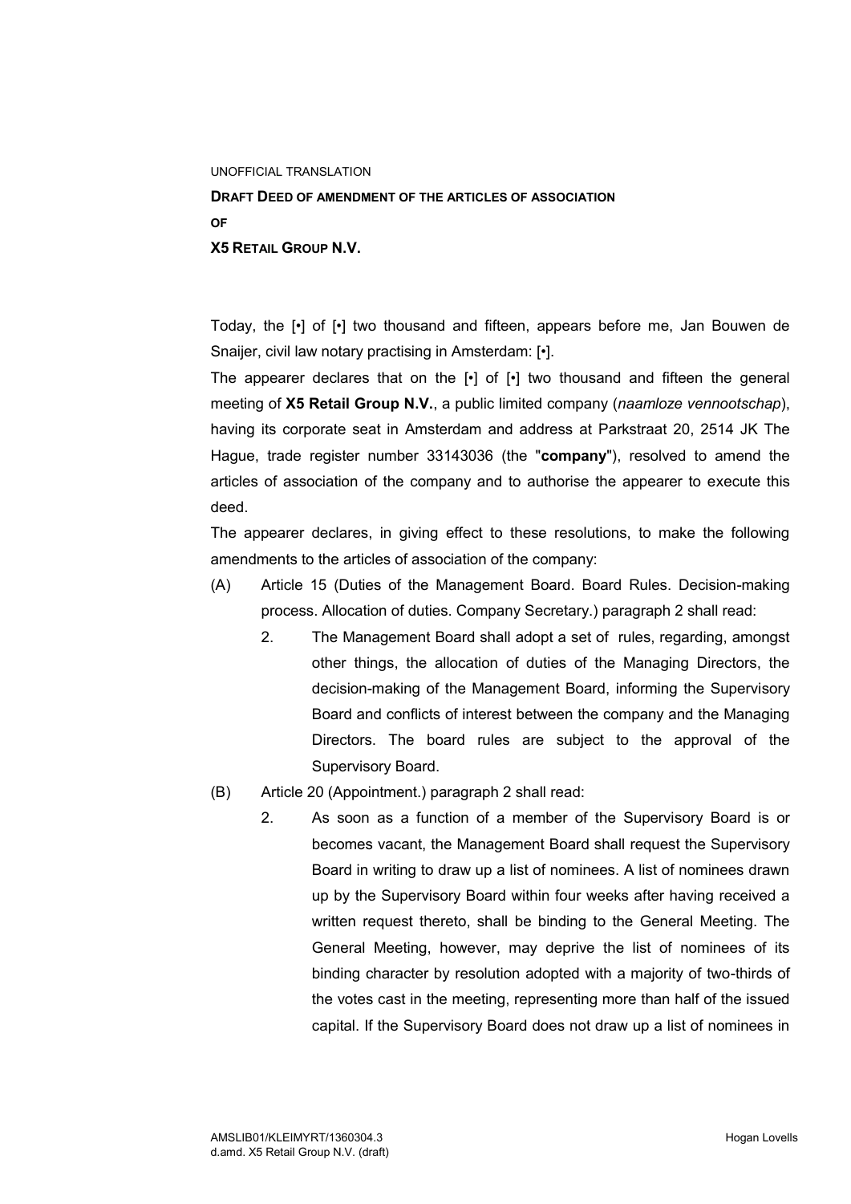UNOFFICIAL TRANSLATION

**DRAFT DEED OF AMENDMENT OF THE ARTICLES OF ASSOCIATION**

**OF**

**X5 RETAIL GROUP N.V.**

Today, the [•] of [•] two thousand and fifteen, appears before me, Jan Bouwen de Snaijer, civil law notary practising in Amsterdam: [•].

The appearer declares that on the [•] of [•] two thousand and fifteen the general meeting of **X5 Retail Group N.V.**, a public limited company (*naamloze vennootschap*), having its corporate seat in Amsterdam and address at Parkstraat 20, 2514 JK The Hague, trade register number 33143036 (the "**company**"), resolved to amend the articles of association of the company and to authorise the appearer to execute this deed.

The appearer declares, in giving effect to these resolutions, to make the following amendments to the articles of association of the company:

(A) Article 15 (Duties of the Management Board. Board Rules. Decision-making process. Allocation of duties. Company Secretary.) paragraph 2 shall read:

 2. The Management Board shall adopt a set of rules, regarding, amongst other things, the allocation of duties of the Managing Directors, the decision-making of the Management Board, informing the Supervisory Board and conflicts of interest between the company and the Managing Directors. The board rules are subject to the approval of the Supervisory Board.

(B) Article 20 (Appointment.) paragraph 2 shall read:

 2. As soon as a function of a member of the Supervisory Board is or becomes vacant, the Management Board shall request the Supervisory Board in writing to draw up a list of nominees. A list of nominees drawn up by the Supervisory Board within four weeks after having received a written request thereto, shall be binding to the General Meeting. The General Meeting, however, may deprive the list of nominees of its binding character by resolution adopted with a majority of two-thirds of the votes cast in the meeting, representing more than half of the issued capital. If the Supervisory Board does not draw up a list of nominees in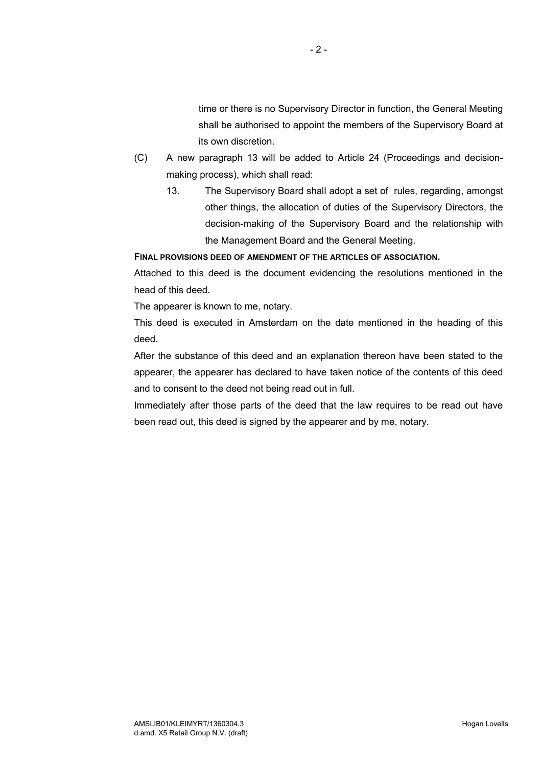time or there is no Supervisory Director in function, the General Meeting shall be authorised to appoint the members of the Supervisory Board at its own discretion.

(C) A new paragraph 13 will be added to Article 24 (Proceedings and decision-making process), which shall read:

13. The Supervisory Board shall adopt a set of rules, regarding, amongst other things, the allocation of duties of the Supervisory Directors, the decision-making of the Supervisory Board and the relationship with the Management Board and the General Meeting.

**FINAL PROVISIONS DEED OF AMENDMENT OF THE ARTICLES OF ASSOCIATION.**

Attached to this deed is the document evidencing the resolutions mentioned in the head of this deed.

The appearer is known to me, notary.

This deed is executed in Amsterdam on the date mentioned in the heading of this deed.

After the substance of this deed and an explanation thereon have been stated to the appearer, the appearer has declared to have taken notice of the contents of this deed and to consent to the deed not being read out in full.

Immediately after those parts of the deed that the law requires to be read out have been read out, this deed is signed by the appearer and by me, notary.